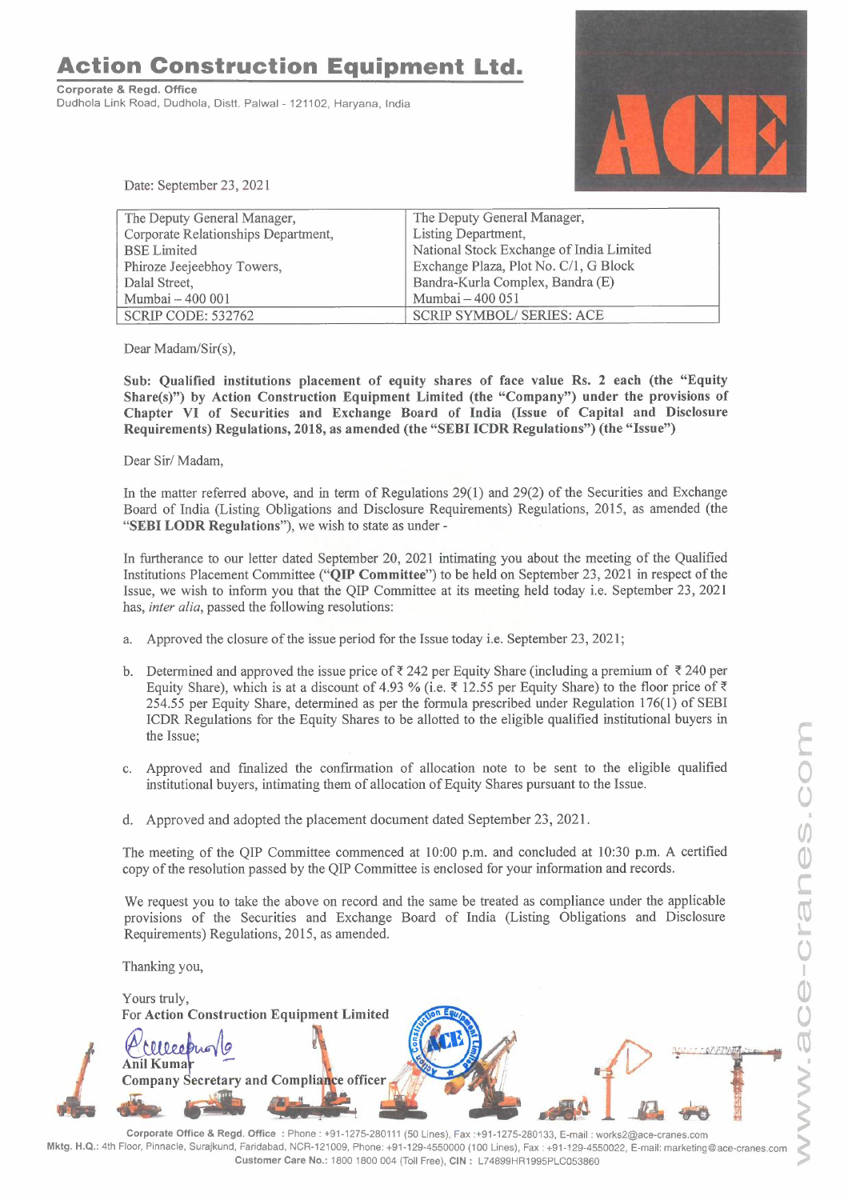# Action Construction Equipment Ltd.

**Corporate & Regd. Office**
Dudhola Link Road, Dudhola, Distt. Palwal - 121102, Haryana, India

Date: September 23, 2021

| The Deputy General Manager,<br>Corporate Relationships Department,<br>BSE Limited<br>Phiroze Jeejeebhoy Towers,<br>Dalal Street,<br>Mumbai – 400 001 | The Deputy General Manager,<br>Listing Department,<br>National Stock Exchange of India Limited<br>Exchange Plaza, Plot No. C/1, G Block<br>Bandra-Kurla Complex, Bandra (E)<br>Mumbai – 400 051 |
|---|---|
| SCRIP CODE: 532762 | SCRIP SYMBOL/ SERIES: ACE |

Dear Madam/Sir(s),

**Sub: Qualified institutions placement of equity shares of face value Rs. 2 each (the "Equity Share(s)") by Action Construction Equipment Limited (the "Company") under the provisions of Chapter VI of Securities and Exchange Board of India (Issue of Capital and Disclosure Requirements) Regulations, 2018, as amended (the "SEBI ICDR Regulations") (the "Issue")**

Dear Sir/ Madam,

In the matter referred above, and in term of Regulations 29(1) and 29(2) of the Securities and Exchange Board of India (Listing Obligations and Disclosure Requirements) Regulations, 2015, as amended (the "**SEBI LODR Regulations**"), we wish to state as under -

In furtherance to our letter dated September 20, 2021 intimating you about the meeting of the Qualified Institutions Placement Committee ("**QIP Committee**") to be held on September 23, 2021 in respect of the Issue, we wish to inform you that the QIP Committee at its meeting held today i.e. September 23, 2021 has, *inter alia*, passed the following resolutions:

a. Approved the closure of the issue period for the Issue today i.e. September 23, 2021;

b. Determined and approved the issue price of ₹ 242 per Equity Share (including a premium of ₹ 240 per Equity Share), which is at a discount of 4.93 % (i.e. ₹ 12.55 per Equity Share) to the floor price of ₹ 254.55 per Equity Share, determined as per the formula prescribed under Regulation 176(1) of SEBI ICDR Regulations for the Equity Shares to be allotted to the eligible qualified institutional buyers in the Issue;

c. Approved and finalized the confirmation of allocation note to be sent to the eligible qualified institutional buyers, intimating them of allocation of Equity Shares pursuant to the Issue.

d. Approved and adopted the placement document dated September 23, 2021.

The meeting of the QIP Committee commenced at 10:00 p.m. and concluded at 10:30 p.m. A certified copy of the resolution passed by the QIP Committee is enclosed for your information and records.

We request you to take the above on record and the same be treated as compliance under the applicable provisions of the Securities and Exchange Board of India (Listing Obligations and Disclosure Requirements) Regulations, 2015, as amended.

Thanking you,

Yours truly,
For **Action Construction Equipment Limited**

**Anil Kumar**
**Company Secretary and Compliance officer**

Corporate Office & Regd. Office : Phone : +91-1275-280111 (50 Lines), Fax :+91-1275-280133, E-mail : works2@ace-cranes.com
Mktg. H.Q.: 4th Floor, Pinnacle, Surajkund, Faridabad, NCR-121009, Phone: +91-129-4550000 (100 Lines), Fax : +91-129-4550022, E-mail: marketing@ace-cranes.com
Customer Care No.: 1800 1800 004 (Toll Free), CIN : L74899HR1995PLC053860

www.ace-cranes.com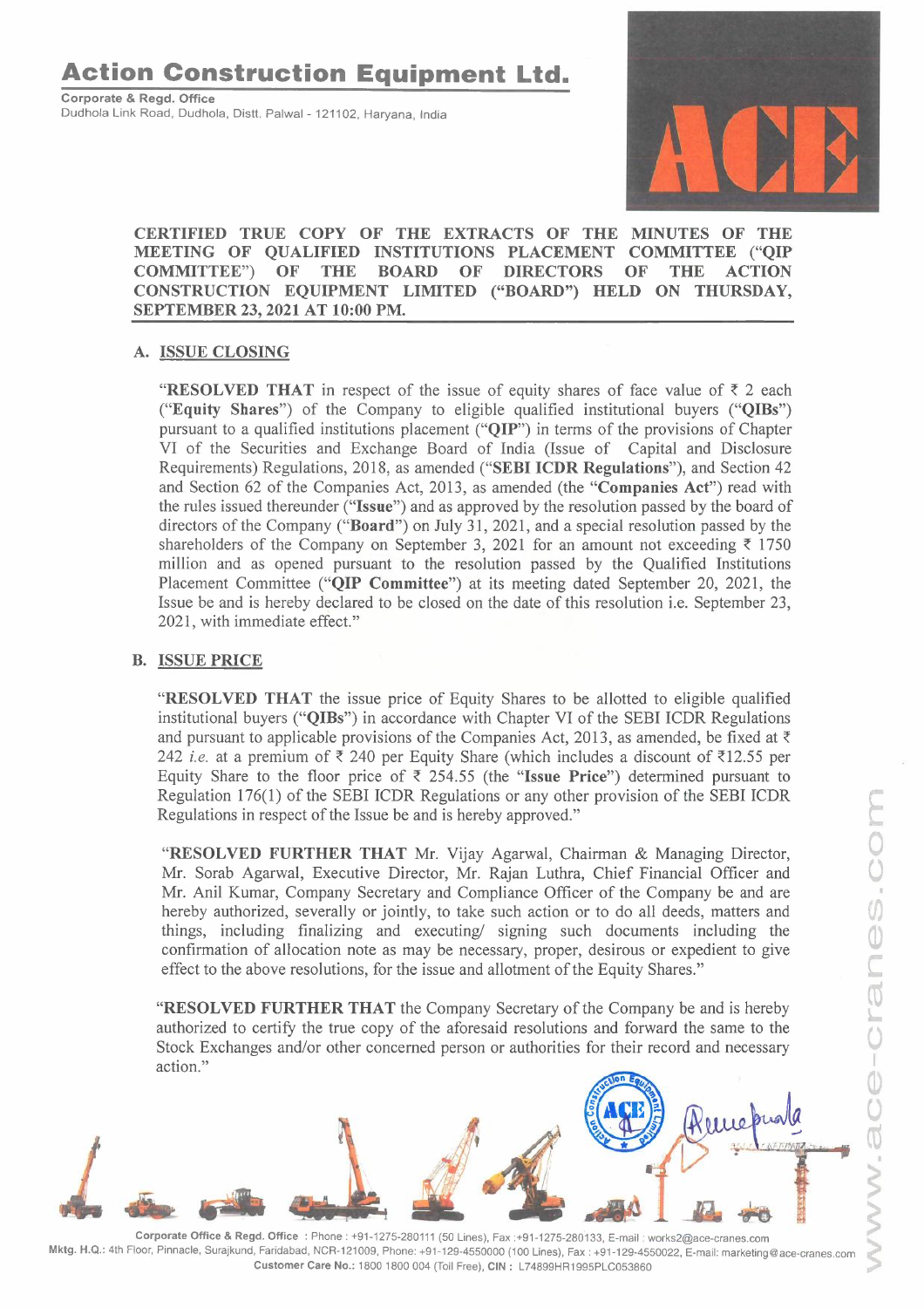# Action Construction Equipment Ltd.

**Corporate & Regd. Office**
Dudhola Link Road, Dudhola, Distt. Palwal - 121102, Haryana, India

**CERTIFIED TRUE COPY OF THE EXTRACTS OF THE MINUTES OF THE MEETING OF QUALIFIED INSTITUTIONS PLACEMENT COMMITTEE ("QIP COMMITTEE") OF THE BOARD OF DIRECTORS OF THE ACTION CONSTRUCTION EQUIPMENT LIMITED ("BOARD") HELD ON THURSDAY, SEPTEMBER 23, 2021 AT 10:00 PM.**

## A. ISSUE CLOSING

"**RESOLVED THAT** in respect of the issue of equity shares of face value of ₹ 2 each ("**Equity Shares**") of the Company to eligible qualified institutional buyers ("**QIBs**") pursuant to a qualified institutions placement ("**QIP**") in terms of the provisions of Chapter VI of the Securities and Exchange Board of India (Issue of Capital and Disclosure Requirements) Regulations, 2018, as amended ("**SEBI ICDR Regulations**"), and Section 42 and Section 62 of the Companies Act, 2013, as amended (the "**Companies Act**") read with the rules issued thereunder ("**Issue**") and as approved by the resolution passed by the board of directors of the Company ("**Board**") on July 31, 2021, and a special resolution passed by the shareholders of the Company on September 3, 2021 for an amount not exceeding ₹ 1750 million and as opened pursuant to the resolution passed by the Qualified Institutions Placement Committee ("**QIP Committee**") at its meeting dated September 20, 2021, the Issue be and is hereby declared to be closed on the date of this resolution i.e. September 23, 2021, with immediate effect."

## B. ISSUE PRICE

"**RESOLVED THAT** the issue price of Equity Shares to be allotted to eligible qualified institutional buyers ("**QIBs**") in accordance with Chapter VI of the SEBI ICDR Regulations and pursuant to applicable provisions of the Companies Act, 2013, as amended, be fixed at ₹ 242 *i.e.* at a premium of ₹ 240 per Equity Share (which includes a discount of ₹12.55 per Equity Share to the floor price of ₹ 254.55 (the "**Issue Price**") determined pursuant to Regulation 176(1) of the SEBI ICDR Regulations or any other provision of the SEBI ICDR Regulations in respect of the Issue be and is hereby approved."

"**RESOLVED FURTHER THAT** Mr. Vijay Agarwal, Chairman & Managing Director, Mr. Sorab Agarwal, Executive Director, Mr. Rajan Luthra, Chief Financial Officer and Mr. Anil Kumar, Company Secretary and Compliance Officer of the Company be and are hereby authorized, severally or jointly, to take such action or to do all deeds, matters and things, including finalizing and executing/ signing such documents including the confirmation of allocation note as may be necessary, proper, desirous or expedient to give effect to the above resolutions, for the issue and allotment of the Equity Shares."

"**RESOLVED FURTHER THAT** the Company Secretary of the Company be and is hereby authorized to certify the true copy of the aforesaid resolutions and forward the same to the Stock Exchanges and/or other concerned person or authorities for their record and necessary action."

Corporate Office & Regd. Office : Phone : +91-1275-280111 (50 Lines), Fax :+91-1275-280133, E-mail : works2@ace-cranes.com
Mktg. H.Q.: 4th Floor, Pinnacle, Surajkund, Faridabad, NCR-121009, Phone: +91-129-4550000 (100 Lines), Fax : +91-129-4550022, E-mail: marketing@ace-cranes.com
Customer Care No.: 1800 1800 004 (Toll Free), CIN : L74899HR1995PLC053860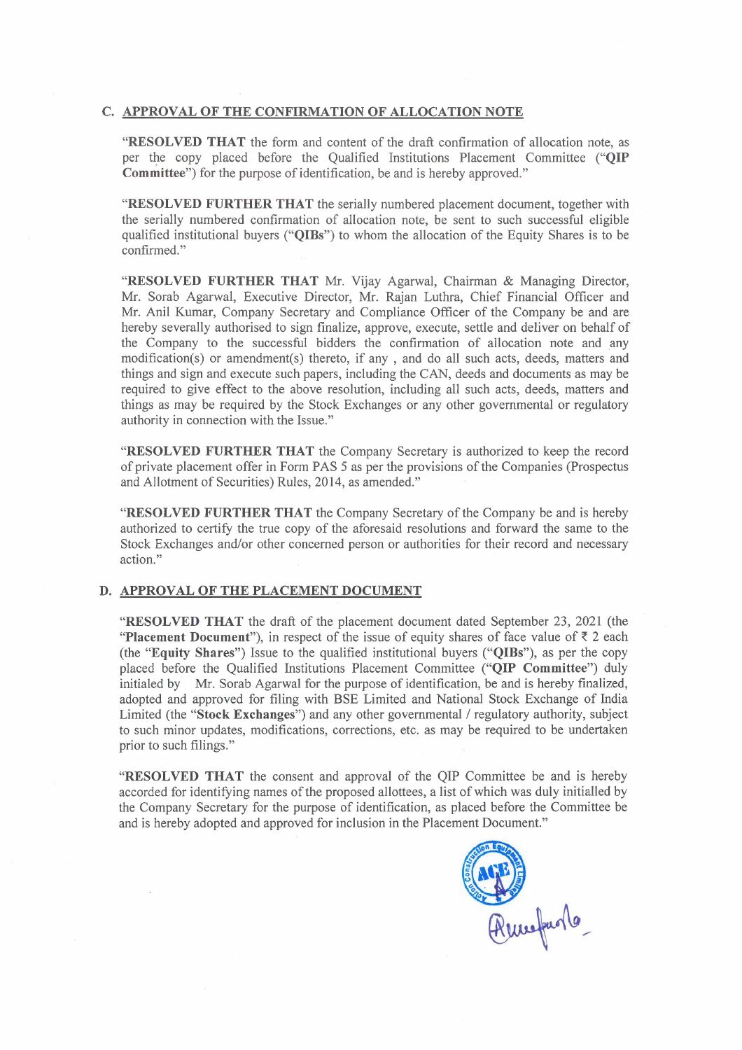## C. APPROVAL OF THE CONFIRMATION OF ALLOCATION NOTE

"**RESOLVED THAT** the form and content of the draft confirmation of allocation note, as per the copy placed before the Qualified Institutions Placement Committee ("**QIP Committee**") for the purpose of identification, be and is hereby approved."

"**RESOLVED FURTHER THAT** the serially numbered placement document, together with the serially numbered confirmation of allocation note, be sent to such successful eligible qualified institutional buyers ("**QIBs**") to whom the allocation of the Equity Shares is to be confirmed."

"**RESOLVED FURTHER THAT** Mr. Vijay Agarwal, Chairman & Managing Director, Mr. Sorab Agarwal, Executive Director, Mr. Rajan Luthra, Chief Financial Officer and Mr. Anil Kumar, Company Secretary and Compliance Officer of the Company be and are hereby severally authorised to sign finalize, approve, execute, settle and deliver on behalf of the Company to the successful bidders the confirmation of allocation note and any modification(s) or amendment(s) thereto, if any , and do all such acts, deeds, matters and things and sign and execute such papers, including the CAN, deeds and documents as may be required to give effect to the above resolution, including all such acts, deeds, matters and things as may be required by the Stock Exchanges or any other governmental or regulatory authority in connection with the Issue."

"**RESOLVED FURTHER THAT** the Company Secretary is authorized to keep the record of private placement offer in Form PAS 5 as per the provisions of the Companies (Prospectus and Allotment of Securities) Rules, 2014, as amended."

"**RESOLVED FURTHER THAT** the Company Secretary of the Company be and is hereby authorized to certify the true copy of the aforesaid resolutions and forward the same to the Stock Exchanges and/or other concerned person or authorities for their record and necessary action."

## D. APPROVAL OF THE PLACEMENT DOCUMENT

"**RESOLVED THAT** the draft of the placement document dated September 23, 2021 (the "**Placement Document**"), in respect of the issue of equity shares of face value of ₹ 2 each (the "**Equity Shares**") Issue to the qualified institutional buyers ("**QIBs**"), as per the copy placed before the Qualified Institutions Placement Committee ("**QIP Committee**") duly initialed by Mr. Sorab Agarwal for the purpose of identification, be and is hereby finalized, adopted and approved for filing with BSE Limited and National Stock Exchange of India Limited (the "**Stock Exchanges**") and any other governmental / regulatory authority, subject to such minor updates, modifications, corrections, etc. as may be required to be undertaken prior to such filings."

"**RESOLVED THAT** the consent and approval of the QIP Committee be and is hereby accorded for identifying names of the proposed allottees, a list of which was duly initialled by the Company Secretary for the purpose of identification, as placed before the Committee be and is hereby adopted and approved for inclusion in the Placement Document."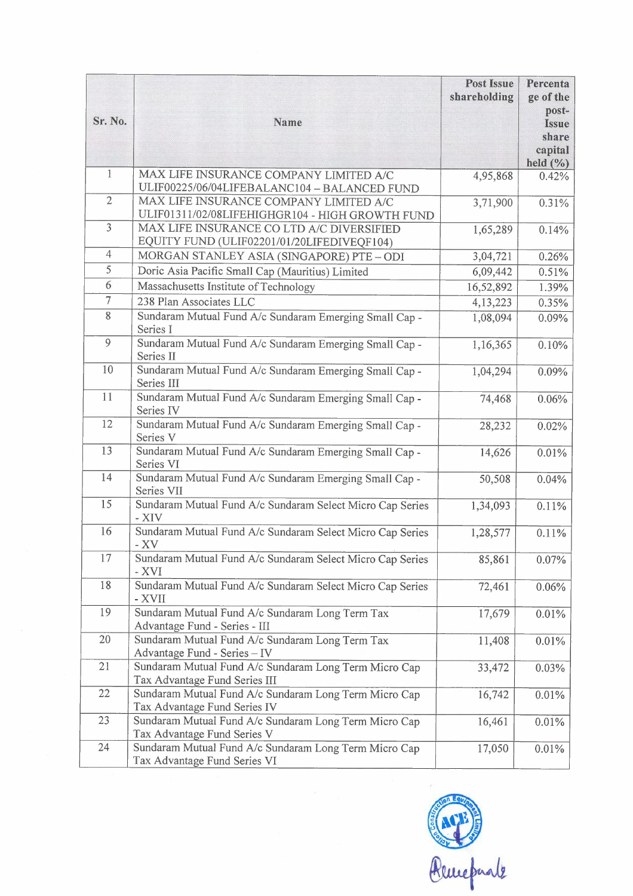| Sr. No. | Name | Post Issue shareholding | Percentage of the post-Issue share capital held (%) |
|---|---|---|---|
| 1 | MAX LIFE INSURANCE COMPANY LIMITED A/C ULIF00225/06/04LIFEBALANC104 – BALANCED FUND | 4,95,868 | 0.42% |
| 2 | MAX LIFE INSURANCE COMPANY LIMITED A/C ULIF01311/02/08LIFEHIGHGR104 - HIGH GROWTH FUND | 3,71,900 | 0.31% |
| 3 | MAX LIFE INSURANCE CO LTD A/C DIVERSIFIED EQUITY FUND (ULIF02201/01/20LIFEDIVEQF104) | 1,65,289 | 0.14% |
| 4 | MORGAN STANLEY ASIA (SINGAPORE) PTE – ODI | 3,04,721 | 0.26% |
| 5 | Doric Asia Pacific Small Cap (Mauritius) Limited | 6,09,442 | 0.51% |
| 6 | Massachusetts Institute of Technology | 16,52,892 | 1.39% |
| 7 | 238 Plan Associates LLC | 4,13,223 | 0.35% |
| 8 | Sundaram Mutual Fund A/c Sundaram Emerging Small Cap - Series I | 1,08,094 | 0.09% |
| 9 | Sundaram Mutual Fund A/c Sundaram Emerging Small Cap - Series II | 1,16,365 | 0.10% |
| 10 | Sundaram Mutual Fund A/c Sundaram Emerging Small Cap - Series III | 1,04,294 | 0.09% |
| 11 | Sundaram Mutual Fund A/c Sundaram Emerging Small Cap - Series IV | 74,468 | 0.06% |
| 12 | Sundaram Mutual Fund A/c Sundaram Emerging Small Cap - Series V | 28,232 | 0.02% |
| 13 | Sundaram Mutual Fund A/c Sundaram Emerging Small Cap - Series VI | 14,626 | 0.01% |
| 14 | Sundaram Mutual Fund A/c Sundaram Emerging Small Cap - Series VII | 50,508 | 0.04% |
| 15 | Sundaram Mutual Fund A/c Sundaram Select Micro Cap Series - XIV | 1,34,093 | 0.11% |
| 16 | Sundaram Mutual Fund A/c Sundaram Select Micro Cap Series - XV | 1,28,577 | 0.11% |
| 17 | Sundaram Mutual Fund A/c Sundaram Select Micro Cap Series - XVI | 85,861 | 0.07% |
| 18 | Sundaram Mutual Fund A/c Sundaram Select Micro Cap Series - XVII | 72,461 | 0.06% |
| 19 | Sundaram Mutual Fund A/c Sundaram Long Term Tax Advantage Fund - Series - III | 17,679 | 0.01% |
| 20 | Sundaram Mutual Fund A/c Sundaram Long Term Tax Advantage Fund - Series – IV | 11,408 | 0.01% |
| 21 | Sundaram Mutual Fund A/c Sundaram Long Term Micro Cap Tax Advantage Fund Series III | 33,472 | 0.03% |
| 22 | Sundaram Mutual Fund A/c Sundaram Long Term Micro Cap Tax Advantage Fund Series IV | 16,742 | 0.01% |
| 23 | Sundaram Mutual Fund A/c Sundaram Long Term Micro Cap Tax Advantage Fund Series V | 16,461 | 0.01% |
| 24 | Sundaram Mutual Fund A/c Sundaram Long Term Micro Cap Tax Advantage Fund Series VI | 17,050 | 0.01% |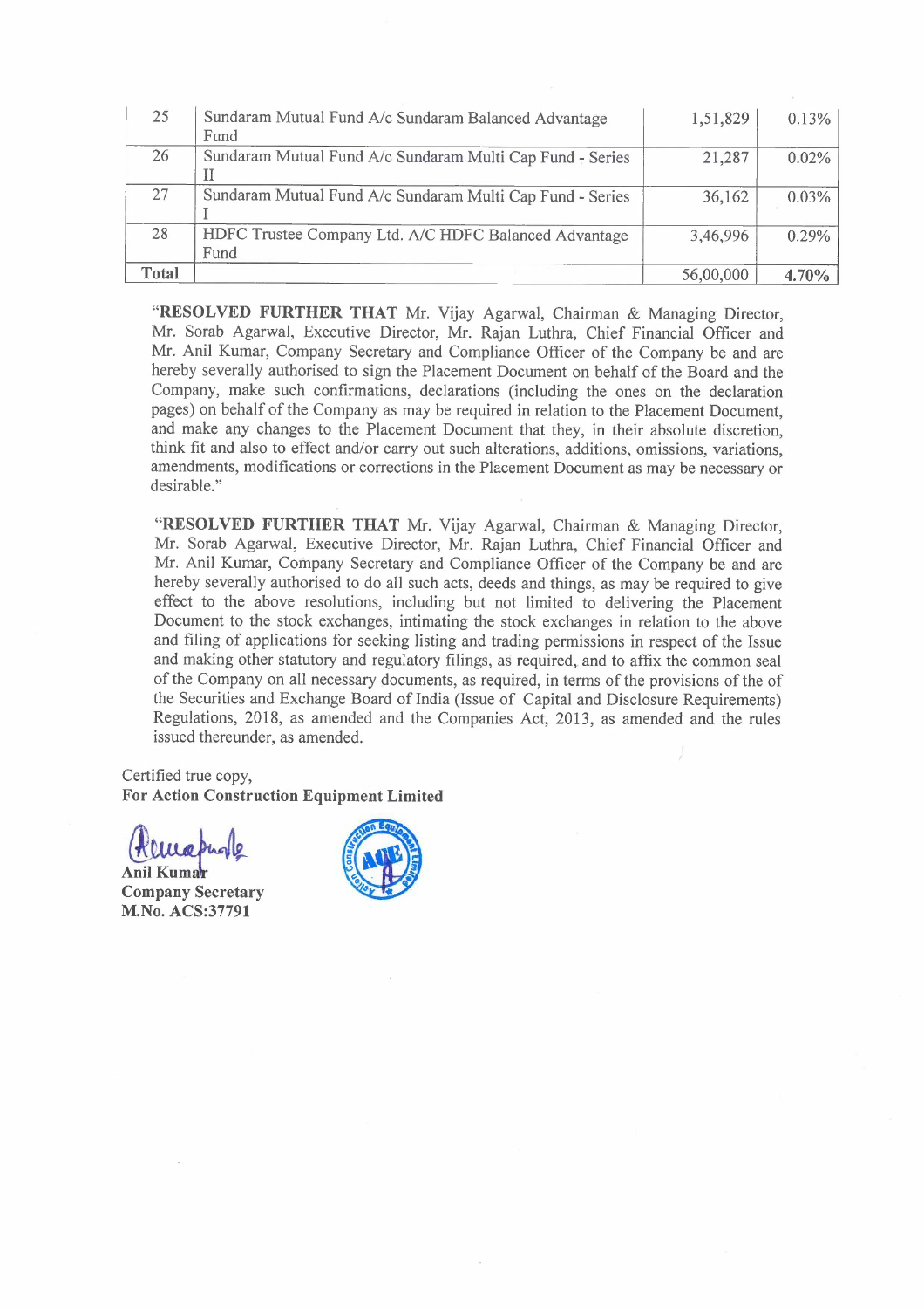| | | | |
|---|---|---|---|
| 25 | Sundaram Mutual Fund A/c Sundaram Balanced Advantage Fund | 1,51,829 | 0.13% |
| 26 | Sundaram Mutual Fund A/c Sundaram Multi Cap Fund - Series II | 21,287 | 0.02% |
| 27 | Sundaram Mutual Fund A/c Sundaram Multi Cap Fund - Series I | 36,162 | 0.03% |
| 28 | HDFC Trustee Company Ltd. A/C HDFC Balanced Advantage Fund | 3,46,996 | 0.29% |
| **Total** | | 56,00,000 | **4.70%** |

"**RESOLVED FURTHER THAT** Mr. Vijay Agarwal, Chairman & Managing Director, Mr. Sorab Agarwal, Executive Director, Mr. Rajan Luthra, Chief Financial Officer and Mr. Anil Kumar, Company Secretary and Compliance Officer of the Company be and are hereby severally authorised to sign the Placement Document on behalf of the Board and the Company, make such confirmations, declarations (including the ones on the declaration pages) on behalf of the Company as may be required in relation to the Placement Document, and make any changes to the Placement Document that they, in their absolute discretion, think fit and also to effect and/or carry out such alterations, additions, omissions, variations, amendments, modifications or corrections in the Placement Document as may be necessary or desirable."

"**RESOLVED FURTHER THAT** Mr. Vijay Agarwal, Chairman & Managing Director, Mr. Sorab Agarwal, Executive Director, Mr. Rajan Luthra, Chief Financial Officer and Mr. Anil Kumar, Company Secretary and Compliance Officer of the Company be and are hereby severally authorised to do all such acts, deeds and things, as may be required to give effect to the above resolutions, including but not limited to delivering the Placement Document to the stock exchanges, intimating the stock exchanges in relation to the above and filing of applications for seeking listing and trading permissions in respect of the Issue and making other statutory and regulatory filings, as required, and to affix the common seal of the Company on all necessary documents, as required, in terms of the provisions of the of the Securities and Exchange Board of India (Issue of Capital and Disclosure Requirements) Regulations, 2018, as amended and the Companies Act, 2013, as amended and the rules issued thereunder, as amended.

Certified true copy,
**For Action Construction Equipment Limited**

**Anil Kumar**
**Company Secretary**
**M.No. ACS:37791**